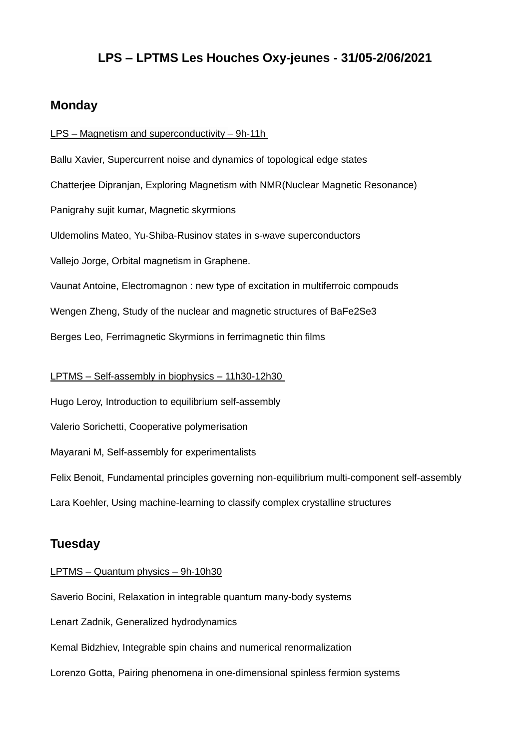# LPS – LPTMS Les Houches Oxy-jeunes - 31/05-2/06/2021

## Monday

LPS – Magnetism and superconductivity – 9h-11h

Ballu Xavier, Supercurrent noise and dynamics of topological edge states

Chatterjee Dipranjan, Exploring Magnetism with NMR(Nuclear Magnetic Resonance)

Panigrahy sujit kumar, Magnetic skyrmions

Uldemolins Mateo, Yu-Shiba-Rusinov states in s-wave superconductors

Vallejo Jorge, Orbital magnetism in Graphene.

Vaunat Antoine, Electromagnon : new type of excitation in multiferroic compouds

Wengen Zheng, Study of the nuclear and magnetic structures of $BaFe_2Se_3$

Berges Leo, Ferrimagnetic Skyrmions in ferrimagnetic thin films

LPTMS – Self-assembly in biophysics – 11h30-12h30

Hugo Leroy, Introduction to equilibrium self-assembly

Valerio Sorichetti, Cooperative polymerisation

Mayarani M, Self-assembly for experimentalists

Felix Benoit, Fundamental principles governing non-equilibrium multi-component self-assembly

Lara Koehler, Using machine-learning to classify complex crystalline structures

## Tuesday

LPTMS – Quantum physics – 9h-10h30

Saverio Bocini, Relaxation in integrable quantum many-body systems

Lenart Zadnik, Generalized hydrodynamics

Kemal Bidzhiev, Integrable spin chains and numerical renormalization

Lorenzo Gotta, Pairing phenomena in one-dimensional spinless fermion systems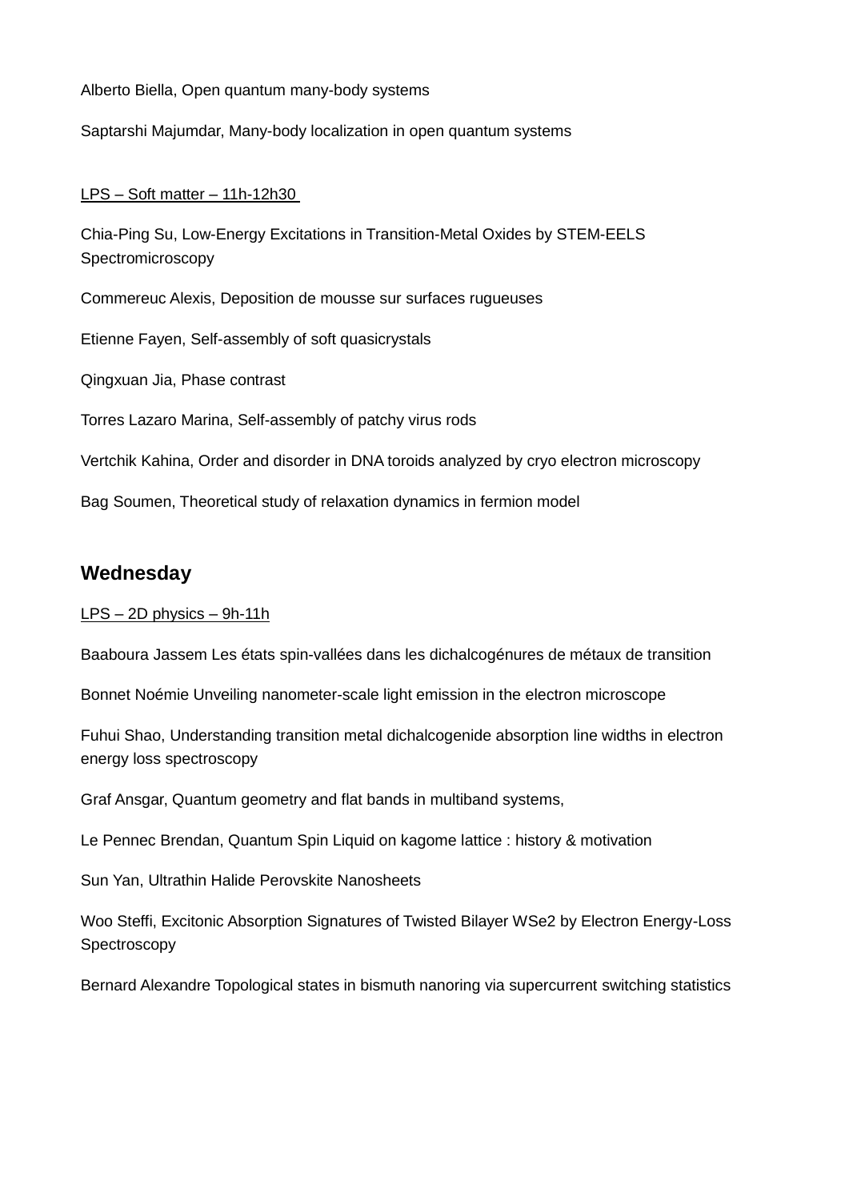Alberto Biella, Open quantum many-body systems

Saptarshi Majumdar, Many-body localization in open quantum systems

LPS – Soft matter – 11h-12h30

Chia-Ping Su, Low-Energy Excitations in Transition-Metal Oxides by STEM-EELS Spectromicroscopy

Commereuc Alexis, Deposition de mousse sur surfaces rugueuses

Etienne Fayen, Self-assembly of soft quasicrystals

Qingxuan Jia, Phase contrast

Torres Lazaro Marina, Self-assembly of patchy virus rods

Vertchik Kahina, Order and disorder in DNA toroids analyzed by cryo electron microscopy

Bag Soumen, Theoretical study of relaxation dynamics in fermion model

## Wednesday

LPS – 2D physics – 9h-11h

Baaboura Jassem Les états spin-vallées dans les dichalcogénures de métaux de transition

Bonnet Noémie Unveiling nanometer-scale light emission in the electron microscope

Fuhui Shao, Understanding transition metal dichalcogenide absorption line widths in electron energy loss spectroscopy

Graf Ansgar, Quantum geometry and flat bands in multiband systems,

Le Pennec Brendan, Quantum Spin Liquid on kagome lattice : history & motivation

Sun Yan, Ultrathin Halide Perovskite Nanosheets

Woo Steffi, Excitonic Absorption Signatures of Twisted Bilayer WSe2 by Electron Energy-Loss Spectroscopy

Bernard Alexandre Topological states in bismuth nanoring via supercurrent switching statistics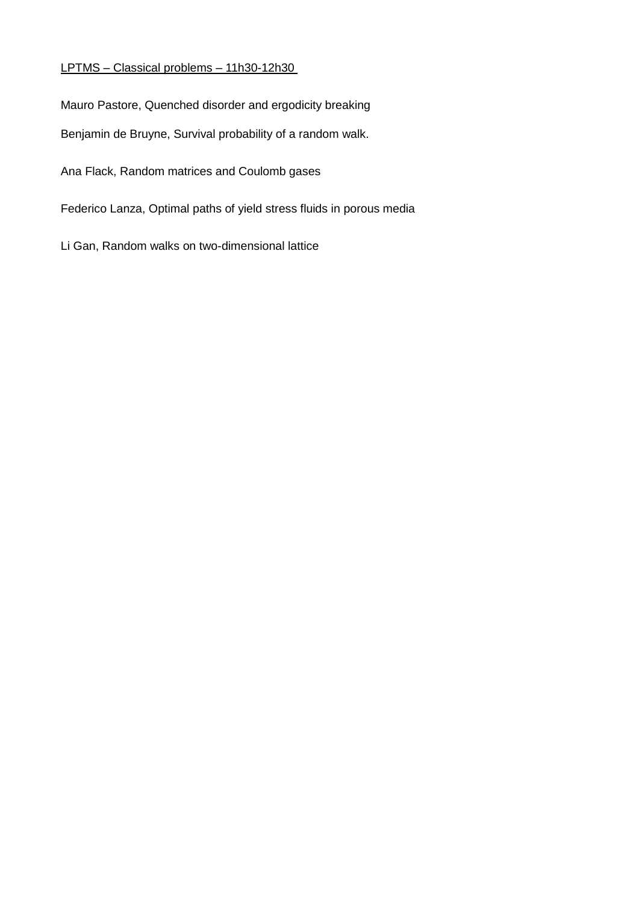LPTMS – Classical problems – 11h30-12h30

Mauro Pastore, Quenched disorder and ergodicity breaking

Benjamin de Bruyne, Survival probability of a random walk.

Ana Flack, Random matrices and Coulomb gases

Federico Lanza, Optimal paths of yield stress fluids in porous media

Li Gan, Random walks on two-dimensional lattice